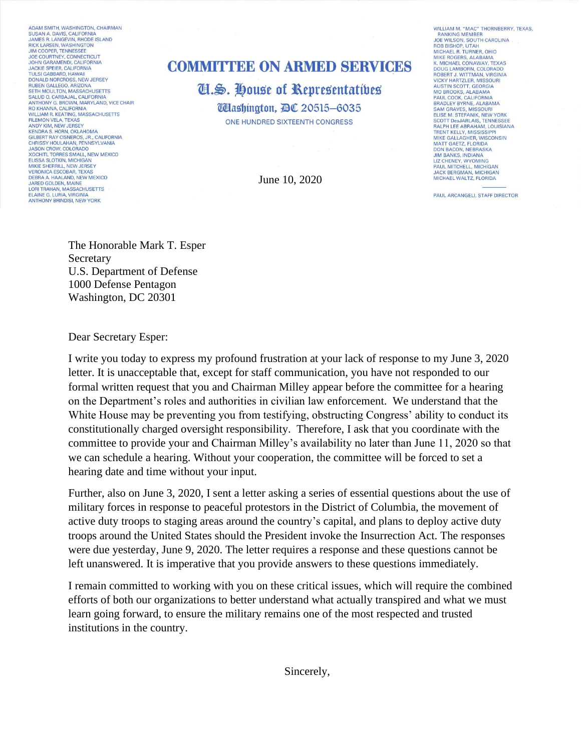ADAM SMITH, WASHINGTON, CHAIRMAN
SUSAN A. DAVIS, CALIFORNIA
JAMES R. LANGEVIN, RHODE ISLAND
RICK LARSEN, WASHINGTON
JIM COOPER, TENNESSEE
JOE COURTNEY, CONNECTICUT
JOHN GARAMENDI, CALIFORNIA
JACKIE SPEIER, CALIFORNIA
TULSI GABBARD, HAWAII
DONALD NORCROSS, NEW JERSEY
RUBEN GALLEGO, ARIZONA
SETH MOULTON, MASSACHUSETTS
SALUD O. CARBAJAL, CALIFORNIA
ANTHONY G. BROWN, MARYLAND, VICE CHAIR
RO KHANNA, CALIFORNIA
WILLIAM R. KEATING, MASSACHUSETTS
FILEMON VELA, TEXAS
ANDY KIM, NEW JERSEY
KENDRA S. HORN, OKLAHOMA
GILBERT RAY CISNEROS, JR., CALIFORNIA
CHRISSY HOULAHAN, PENNSYLVANIA
JASON CROW, COLORADO
XOCHITL TORRES SMALL, NEW MEXICO
ELISSA SLOTKIN, MICHIGAN
MIKIE SHERRILL, NEW JERSEY
VERONICA ESCOBAR, TEXAS
DEBRA A. HAALAND, NEW MEXICO
JARED GOLDEN, MAINE
LORI TRAHAN, MASSACHUSETTS
ELAINE G. LURIA, VIRGINIA
ANTHONY BRINDISI, NEW YORK

# COMMITTEE ON ARMED SERVICES

## U.S. House of Representatives

Washington, DC 20515–6035

ONE HUNDRED SIXTEENTH CONGRESS

WILLIAM M. "MAC" THORNBERRY, TEXAS, RANKING MEMBER
JOE WILSON, SOUTH CAROLINA
ROB BISHOP, UTAH
MICHAEL R. TURNER, OHIO
MIKE ROGERS, ALABAMA
K. MICHAEL CONAWAY, TEXAS
DOUG LAMBORN, COLORADO
ROBERT J. WITTMAN, VIRGINIA
VICKY HARTZLER, MISSOURI
AUSTIN SCOTT, GEORGIA
MO BROOKS, ALABAMA
PAUL COOK, CALIFORNIA
BRADLEY BYRNE, ALABAMA
SAM GRAVES, MISSOURI
ELISE M. STEFANIK, NEW YORK
SCOTT DesJARLAIS, TENNESSEE
RALPH LEE ABRAHAM, LOUISIANA
TRENT KELLY, MISSISSIPPI
MIKE GALLAGHER, WISCONSIN
MATT GAETZ, FLORIDA
DON BACON, NEBRASKA
JIM BANKS, INDIANA
LIZ CHENEY, WYOMING
PAUL MITCHELL, MICHIGAN
JACK BERGMAN, MICHIGAN
MICHAEL WALTZ, FLORIDA

PAUL ARCANGELI, STAFF DIRECTOR

June 10, 2020

The Honorable Mark T. Esper
Secretary
U.S. Department of Defense
1000 Defense Pentagon
Washington, DC 20301

Dear Secretary Esper:

I write you today to express my profound frustration at your lack of response to my June 3, 2020 letter. It is unacceptable that, except for staff communication, you have not responded to our formal written request that you and Chairman Milley appear before the committee for a hearing on the Department's roles and authorities in civilian law enforcement. We understand that the White House may be preventing you from testifying, obstructing Congress' ability to conduct its constitutionally charged oversight responsibility. Therefore, I ask that you coordinate with the committee to provide your and Chairman Milley's availability no later than June 11, 2020 so that we can schedule a hearing. Without your cooperation, the committee will be forced to set a hearing date and time without your input.

Further, also on June 3, 2020, I sent a letter asking a series of essential questions about the use of military forces in response to peaceful protestors in the District of Columbia, the movement of active duty troops to staging areas around the country's capital, and plans to deploy active duty troops around the United States should the President invoke the Insurrection Act. The responses were due yesterday, June 9, 2020. The letter requires a response and these questions cannot be left unanswered. It is imperative that you provide answers to these questions immediately.

I remain committed to working with you on these critical issues, which will require the combined efforts of both our organizations to better understand what actually transpired and what we must learn going forward, to ensure the military remains one of the most respected and trusted institutions in the country.

Sincerely,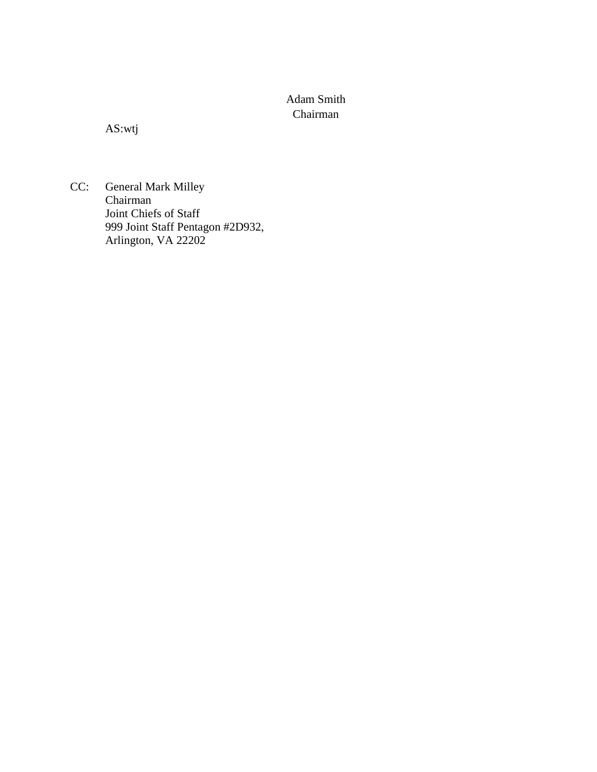Adam Smith
Chairman

AS:wtj

CC: General Mark Milley
Chairman
Joint Chiefs of Staff
999 Joint Staff Pentagon #2D932,
Arlington, VA 22202